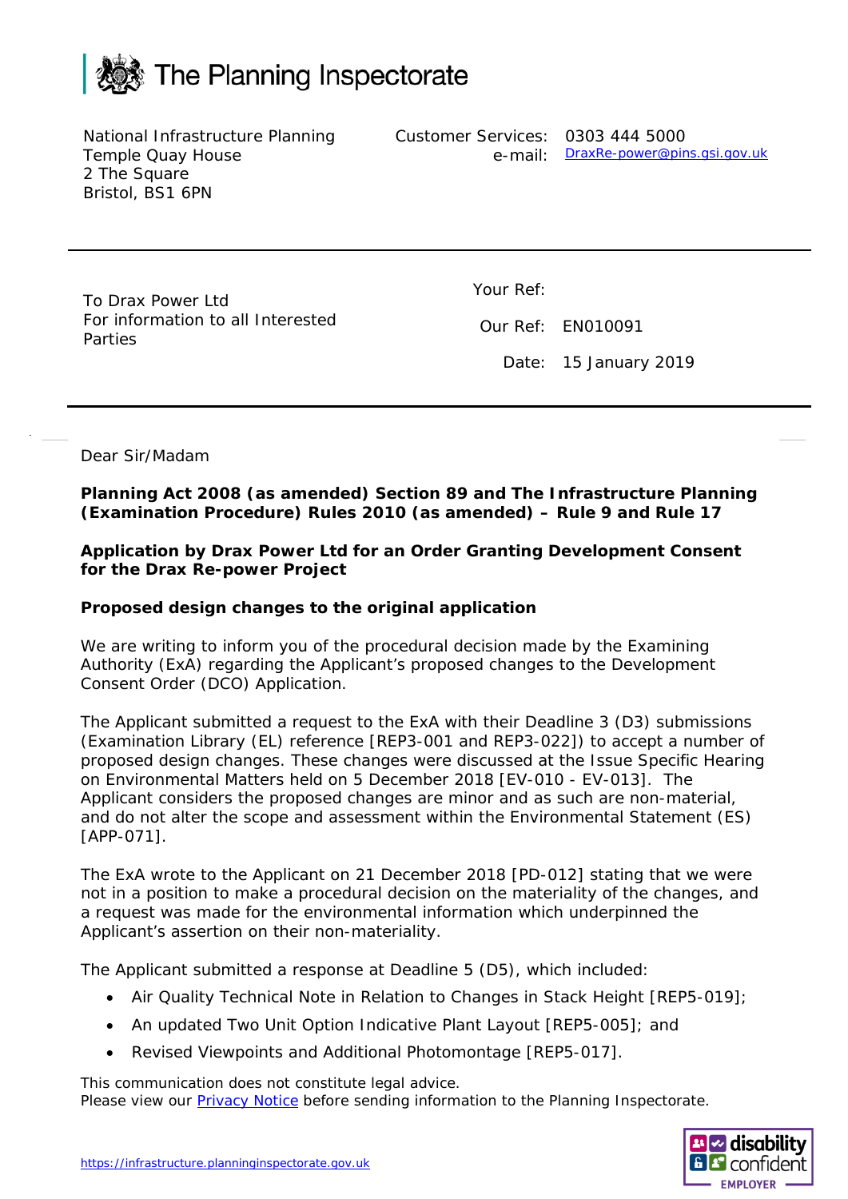# The Planning Inspectorate

National Infrastructure Planning
Temple Quay House
2 The Square
Bristol, BS1 6PN

Customer Services: 0303 444 5000
e-mail: DraxRe-power@pins.gsi.gov.uk

---

To Drax Power Ltd
For information to all Interested Parties

Your Ref:

Our Ref: EN010091

Date: 15 January 2019

---

Dear Sir/Madam

**Planning Act 2008 (as amended) Section 89 and The Infrastructure Planning (Examination Procedure) Rules 2010 (as amended) – Rule 9 and Rule 17**

**Application by Drax Power Ltd for an Order Granting Development Consent for the Drax Re-power Project**

**Proposed design changes to the original application**

We are writing to inform you of the procedural decision made by the Examining Authority (ExA) regarding the Applicant's proposed changes to the Development Consent Order (DCO) Application.

The Applicant submitted a request to the ExA with their Deadline 3 (D3) submissions (Examination Library (EL) reference [REP3-001 and REP3-022]) to accept a number of proposed design changes. These changes were discussed at the Issue Specific Hearing on Environmental Matters held on 5 December 2018 [EV-010 - EV-013]. The Applicant considers the proposed changes are minor and as such are non-material, and do not alter the scope and assessment within the Environmental Statement (ES) [APP-071].

The ExA wrote to the Applicant on 21 December 2018 [PD-012] stating that we were not in a position to make a procedural decision on the materiality of the changes, and a request was made for the environmental information which underpinned the Applicant's assertion on their non-materiality.

The Applicant submitted a response at Deadline 5 (D5), which included:

- Air Quality Technical Note in Relation to Changes in Stack Height [REP5-019];
- An updated Two Unit Option Indicative Plant Layout [REP5-005]; and
- Revised Viewpoints and Additional Photomontage [REP5-017].

This communication does not constitute legal advice.
Please view our Privacy Notice before sending information to the Planning Inspectorate.

https://infrastructure.planninginspectorate.gov.uk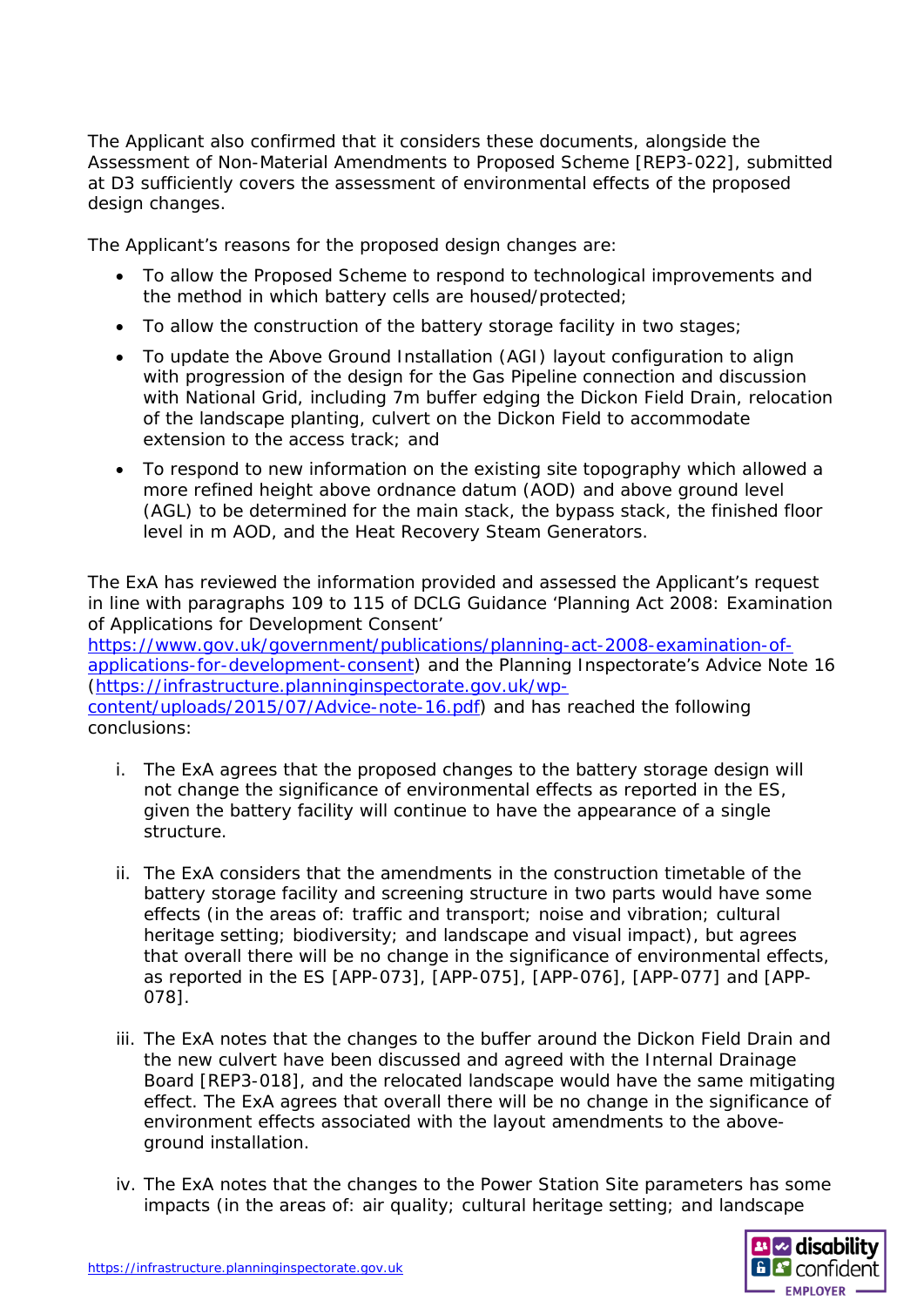The Applicant also confirmed that it considers these documents, alongside the Assessment of Non-Material Amendments to Proposed Scheme [REP3-022], submitted at D3 sufficiently covers the assessment of environmental effects of the proposed design changes.

The Applicant's reasons for the proposed design changes are:

- To allow the Proposed Scheme to respond to technological improvements and the method in which battery cells are housed/protected;
- To allow the construction of the battery storage facility in two stages;
- To update the Above Ground Installation (AGI) layout configuration to align with progression of the design for the Gas Pipeline connection and discussion with National Grid, including 7m buffer edging the Dickon Field Drain, relocation of the landscape planting, culvert on the Dickon Field to accommodate extension to the access track; and
- To respond to new information on the existing site topography which allowed a more refined height above ordnance datum (AOD) and above ground level (AGL) to be determined for the main stack, the bypass stack, the finished floor level in m AOD, and the Heat Recovery Steam Generators.

The ExA has reviewed the information provided and assessed the Applicant's request in line with paragraphs 109 to 115 of DCLG Guidance 'Planning Act 2008: Examination of Applications for Development Consent' [https://www.gov.uk/government/publications/planning-act-2008-examination-of-applications-for-development-consent](https://www.gov.uk/government/publications/planning-act-2008-examination-of-applications-for-development-consent)) and the Planning Inspectorate's Advice Note 16 ([https://infrastructure.planninginspectorate.gov.uk/wp-content/uploads/2015/07/Advice-note-16.pdf](https://infrastructure.planninginspectorate.gov.uk/wp-content/uploads/2015/07/Advice-note-16.pdf)) and has reached the following conclusions:

i. The ExA agrees that the proposed changes to the battery storage design will not change the significance of environmental effects as reported in the ES, given the battery facility will continue to have the appearance of a single structure.

ii. The ExA considers that the amendments in the construction timetable of the battery storage facility and screening structure in two parts would have some effects (in the areas of: traffic and transport; noise and vibration; cultural heritage setting; biodiversity; and landscape and visual impact), but agrees that overall there will be no change in the significance of environmental effects, as reported in the ES [APP-073], [APP-075], [APP-076], [APP-077] and [APP-078].

iii. The ExA notes that the changes to the buffer around the Dickon Field Drain and the new culvert have been discussed and agreed with the Internal Drainage Board [REP3-018], and the relocated landscape would have the same mitigating effect. The ExA agrees that overall there will be no change in the significance of environment effects associated with the layout amendments to the above-ground installation.

iv. The ExA notes that the changes to the Power Station Site parameters has some impacts (in the areas of: air quality; cultural heritage setting; and landscape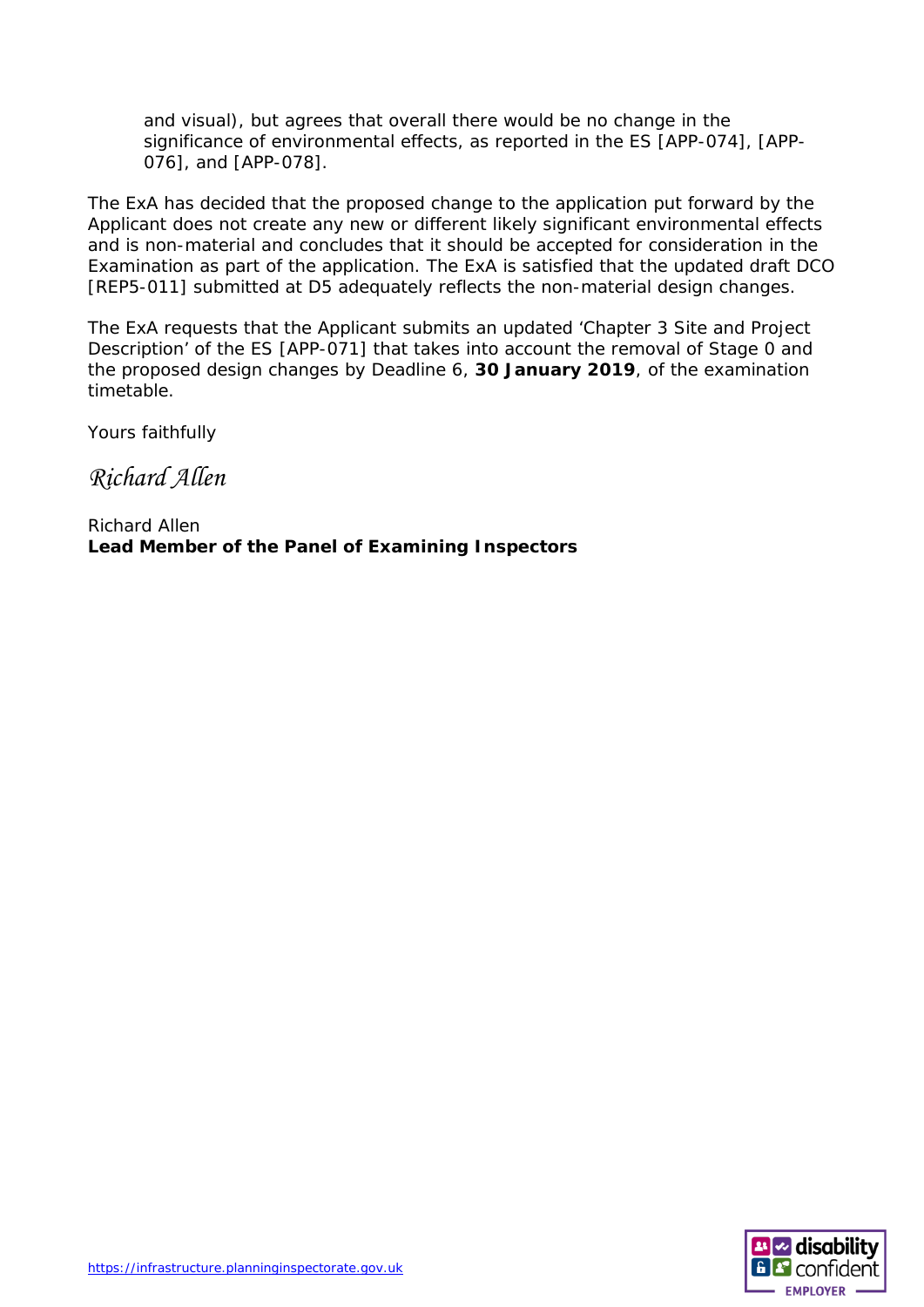and visual), but agrees that overall there would be no change in the significance of environmental effects, as reported in the ES [APP-074], [APP-076], and [APP-078].

The ExA has decided that the proposed change to the application put forward by the Applicant does not create any new or different likely significant environmental effects and is non-material and concludes that it should be accepted for consideration in the Examination as part of the application. The ExA is satisfied that the updated draft DCO [REP5-011] submitted at D5 adequately reflects the non-material design changes.

The ExA requests that the Applicant submits an updated 'Chapter 3 Site and Project Description' of the ES [APP-071] that takes into account the removal of Stage 0 and the proposed design changes by Deadline 6, **30 January 2019**, of the examination timetable.

Yours faithfully

*Richard Allen*

Richard Allen
**Lead Member of the Panel of Examining Inspectors**